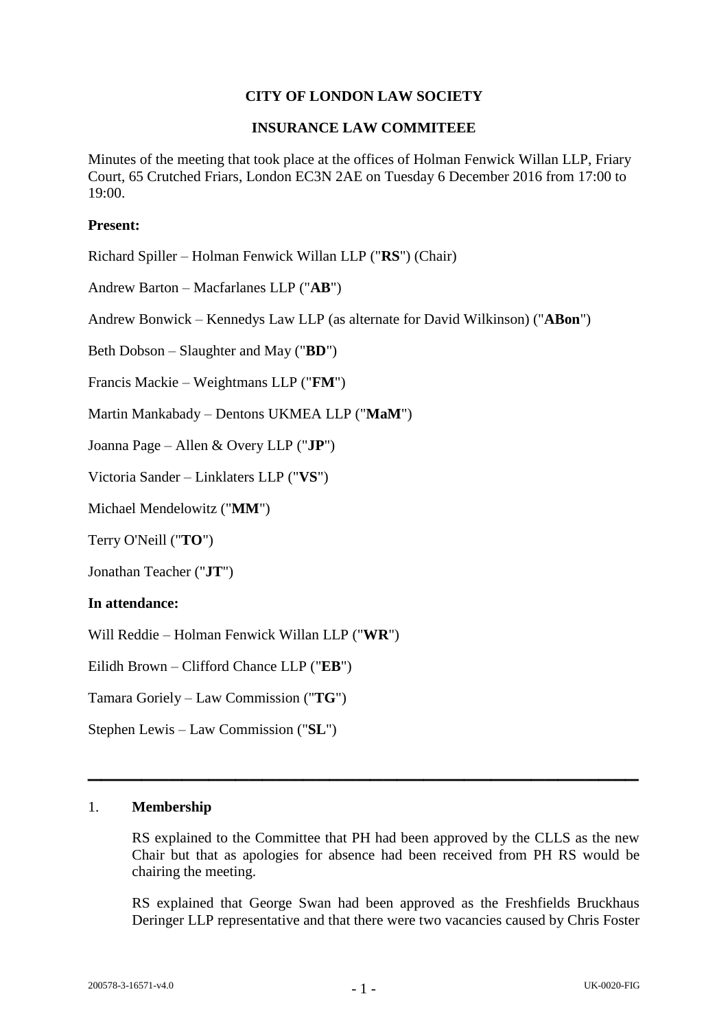# CITY OF LONDON LAW SOCIETY

## INSURANCE LAW COMMITEEE

Minutes of the meeting that took place at the offices of Holman Fenwick Willan LLP, Friary Court, 65 Crutched Friars, London EC3N 2AE on Tuesday 6 December 2016 from 17:00 to 19:00.

**Present:**

Richard Spiller – Holman Fenwick Willan LLP ("**RS**") (Chair)

Andrew Barton – Macfarlanes LLP ("**AB**")

Andrew Bonwick – Kennedys Law LLP (as alternate for David Wilkinson) ("**ABon**")

Beth Dobson – Slaughter and May ("**BD**")

Francis Mackie – Weightmans LLP ("**FM**")

Martin Mankabady – Dentons UKMEA LLP ("**MaM**")

Joanna Page – Allen & Overy LLP ("**JP**")

Victoria Sander – Linklaters LLP ("**VS**")

Michael Mendelowitz ("**MM**")

Terry O'Neill ("**TO**")

Jonathan Teacher ("**JT**")

**In attendance:**

Will Reddie – Holman Fenwick Willan LLP ("**WR**")

Eilidh Brown – Clifford Chance LLP ("**EB**")

Tamara Goriely – Law Commission ("**TG**")

Stephen Lewis – Law Commission ("**SL**")

---

1. **Membership**

   RS explained to the Committee that PH had been approved by the CLLS as the new Chair but that as apologies for absence had been received from PH RS would be chairing the meeting.

   RS explained that George Swan had been approved as the Freshfields Bruckhaus Deringer LLP representative and that there were two vacancies caused by Chris Foster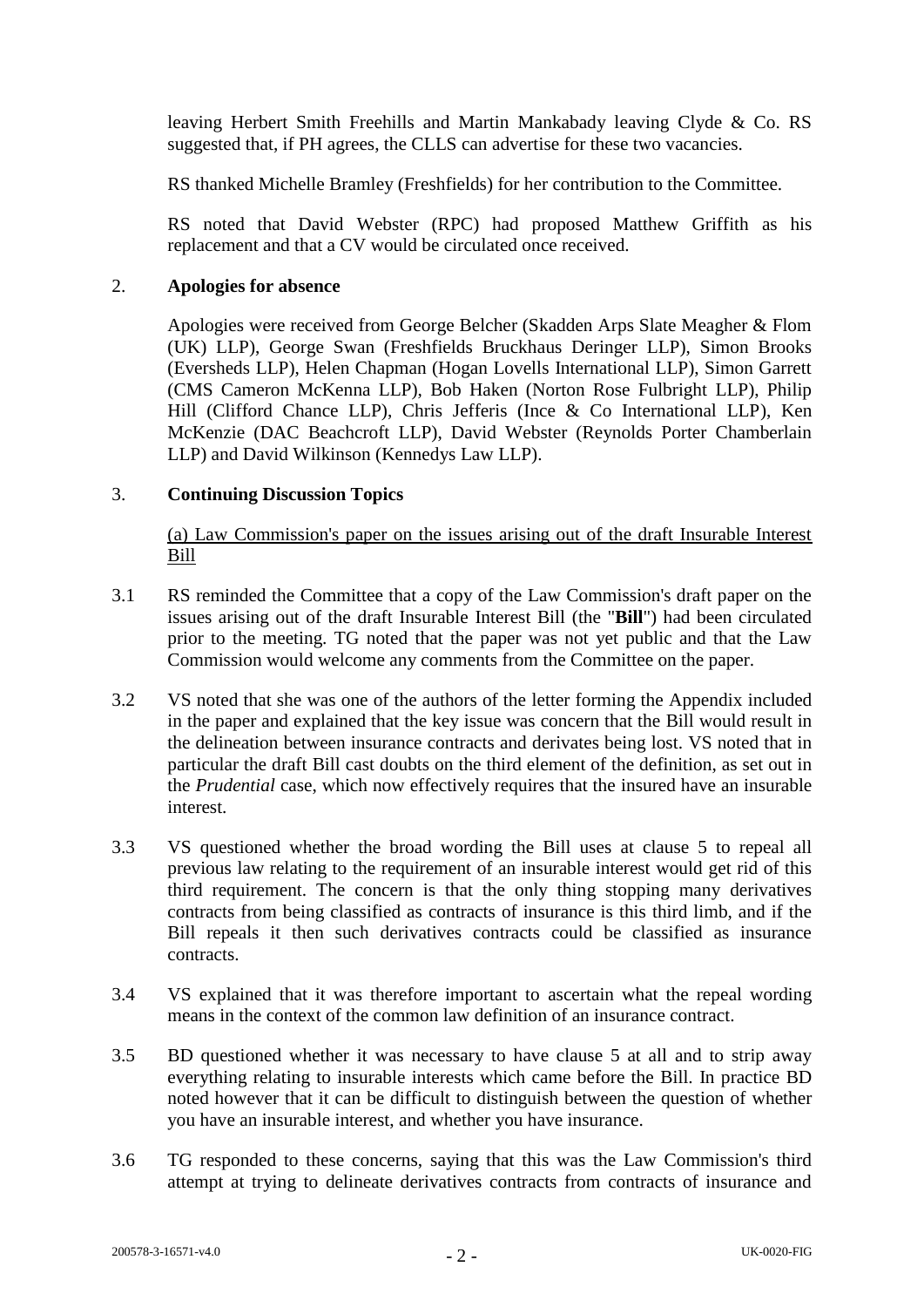leaving Herbert Smith Freehills and Martin Mankabady leaving Clyde & Co. RS suggested that, if PH agrees, the CLLS can advertise for these two vacancies.

RS thanked Michelle Bramley (Freshfields) for her contribution to the Committee.

RS noted that David Webster (RPC) had proposed Matthew Griffith as his replacement and that a CV would be circulated once received.

2. **Apologies for absence**

Apologies were received from George Belcher (Skadden Arps Slate Meagher & Flom (UK) LLP), George Swan (Freshfields Bruckhaus Deringer LLP), Simon Brooks (Eversheds LLP), Helen Chapman (Hogan Lovells International LLP), Simon Garrett (CMS Cameron McKenna LLP), Bob Haken (Norton Rose Fulbright LLP), Philip Hill (Clifford Chance LLP), Chris Jefferis (Ince & Co International LLP), Ken McKenzie (DAC Beachcroft LLP), David Webster (Reynolds Porter Chamberlain LLP) and David Wilkinson (Kennedys Law LLP).

3. **Continuing Discussion Topics**

(a) Law Commission's paper on the issues arising out of the draft Insurable Interest Bill

3.1 RS reminded the Committee that a copy of the Law Commission's draft paper on the issues arising out of the draft Insurable Interest Bill (the "**Bill**") had been circulated prior to the meeting. TG noted that the paper was not yet public and that the Law Commission would welcome any comments from the Committee on the paper.

3.2 VS noted that she was one of the authors of the letter forming the Appendix included in the paper and explained that the key issue was concern that the Bill would result in the delineation between insurance contracts and derivates being lost. VS noted that in particular the draft Bill cast doubts on the third element of the definition, as set out in the *Prudential* case, which now effectively requires that the insured have an insurable interest.

3.3 VS questioned whether the broad wording the Bill uses at clause 5 to repeal all previous law relating to the requirement of an insurable interest would get rid of this third requirement. The concern is that the only thing stopping many derivatives contracts from being classified as contracts of insurance is this third limb, and if the Bill repeals it then such derivatives contracts could be classified as insurance contracts.

3.4 VS explained that it was therefore important to ascertain what the repeal wording means in the context of the common law definition of an insurance contract.

3.5 BD questioned whether it was necessary to have clause 5 at all and to strip away everything relating to insurable interests which came before the Bill. In practice BD noted however that it can be difficult to distinguish between the question of whether you have an insurable interest, and whether you have insurance.

3.6 TG responded to these concerns, saying that this was the Law Commission's third attempt at trying to delineate derivatives contracts from contracts of insurance and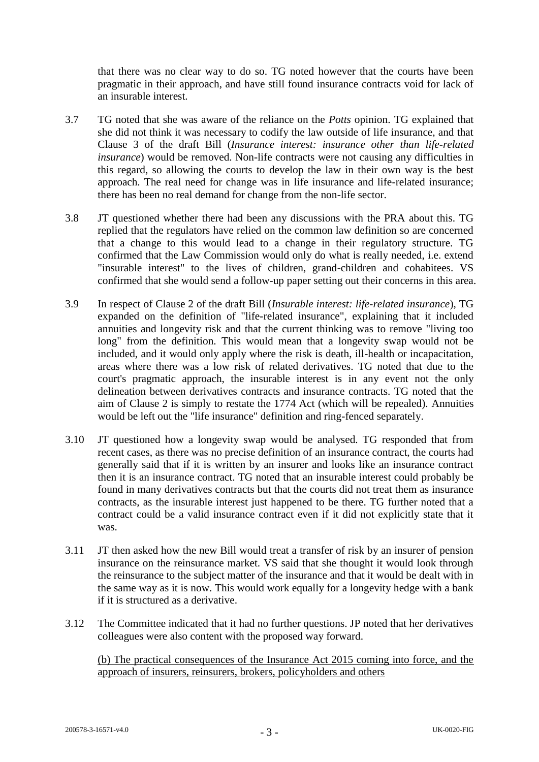that there was no clear way to do so. TG noted however that the courts have been pragmatic in their approach, and have still found insurance contracts void for lack of an insurable interest.

3.7 TG noted that she was aware of the reliance on the *Potts* opinion. TG explained that she did not think it was necessary to codify the law outside of life insurance, and that Clause 3 of the draft Bill (*Insurance interest: insurance other than life-related insurance*) would be removed. Non-life contracts were not causing any difficulties in this regard, so allowing the courts to develop the law in their own way is the best approach. The real need for change was in life insurance and life-related insurance; there has been no real demand for change from the non-life sector.

3.8 JT questioned whether there had been any discussions with the PRA about this. TG replied that the regulators have relied on the common law definition so are concerned that a change to this would lead to a change in their regulatory structure. TG confirmed that the Law Commission would only do what is really needed, i.e. extend "insurable interest" to the lives of children, grand-children and cohabitees. VS confirmed that she would send a follow-up paper setting out their concerns in this area.

3.9 In respect of Clause 2 of the draft Bill (*Insurable interest: life-related insurance*), TG expanded on the definition of "life-related insurance", explaining that it included annuities and longevity risk and that the current thinking was to remove "living too long" from the definition. This would mean that a longevity swap would not be included, and it would only apply where the risk is death, ill-health or incapacitation, areas where there was a low risk of related derivatives. TG noted that due to the court's pragmatic approach, the insurable interest is in any event not the only delineation between derivatives contracts and insurance contracts. TG noted that the aim of Clause 2 is simply to restate the 1774 Act (which will be repealed). Annuities would be left out the "life insurance" definition and ring-fenced separately.

3.10 JT questioned how a longevity swap would be analysed. TG responded that from recent cases, as there was no precise definition of an insurance contract, the courts had generally said that if it is written by an insurer and looks like an insurance contract then it is an insurance contract. TG noted that an insurable interest could probably be found in many derivatives contracts but that the courts did not treat them as insurance contracts, as the insurable interest just happened to be there. TG further noted that a contract could be a valid insurance contract even if it did not explicitly state that it was.

3.11 JT then asked how the new Bill would treat a transfer of risk by an insurer of pension insurance on the reinsurance market. VS said that she thought it would look through the reinsurance to the subject matter of the insurance and that it would be dealt with in the same way as it is now. This would work equally for a longevity hedge with a bank if it is structured as a derivative.

3.12 The Committee indicated that it had no further questions. JP noted that her derivatives colleagues were also content with the proposed way forward.

<u>(b) The practical consequences of the Insurance Act 2015 coming into force, and the approach of insurers, reinsurers, brokers, policyholders and others</u>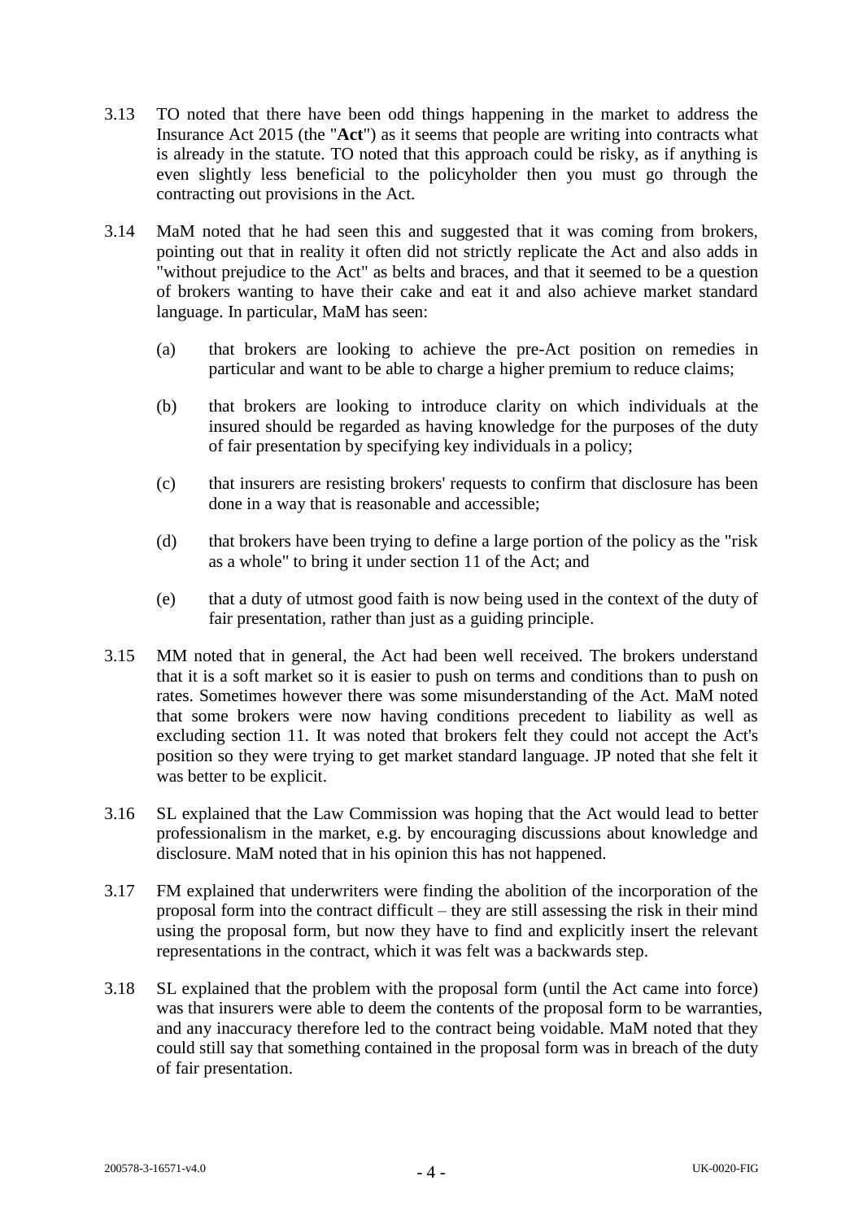3.13 TO noted that there have been odd things happening in the market to address the Insurance Act 2015 (the "**Act**") as it seems that people are writing into contracts what is already in the statute. TO noted that this approach could be risky, as if anything is even slightly less beneficial to the policyholder then you must go through the contracting out provisions in the Act.

3.14 MaM noted that he had seen this and suggested that it was coming from brokers, pointing out that in reality it often did not strictly replicate the Act and also adds in "without prejudice to the Act" as belts and braces, and that it seemed to be a question of brokers wanting to have their cake and eat it and also achieve market standard language. In particular, MaM has seen:

   (a) that brokers are looking to achieve the pre-Act position on remedies in particular and want to be able to charge a higher premium to reduce claims;

   (b) that brokers are looking to introduce clarity on which individuals at the insured should be regarded as having knowledge for the purposes of the duty of fair presentation by specifying key individuals in a policy;

   (c) that insurers are resisting brokers' requests to confirm that disclosure has been done in a way that is reasonable and accessible;

   (d) that brokers have been trying to define a large portion of the policy as the "risk as a whole" to bring it under section 11 of the Act; and

   (e) that a duty of utmost good faith is now being used in the context of the duty of fair presentation, rather than just as a guiding principle.

3.15 MM noted that in general, the Act had been well received. The brokers understand that it is a soft market so it is easier to push on terms and conditions than to push on rates. Sometimes however there was some misunderstanding of the Act. MaM noted that some brokers were now having conditions precedent to liability as well as excluding section 11. It was noted that brokers felt they could not accept the Act's position so they were trying to get market standard language. JP noted that she felt it was better to be explicit.

3.16 SL explained that the Law Commission was hoping that the Act would lead to better professionalism in the market, e.g. by encouraging discussions about knowledge and disclosure. MaM noted that in his opinion this has not happened.

3.17 FM explained that underwriters were finding the abolition of the incorporation of the proposal form into the contract difficult – they are still assessing the risk in their mind using the proposal form, but now they have to find and explicitly insert the relevant representations in the contract, which it was felt was a backwards step.

3.18 SL explained that the problem with the proposal form (until the Act came into force) was that insurers were able to deem the contents of the proposal form to be warranties, and any inaccuracy therefore led to the contract being voidable. MaM noted that they could still say that something contained in the proposal form was in breach of the duty of fair presentation.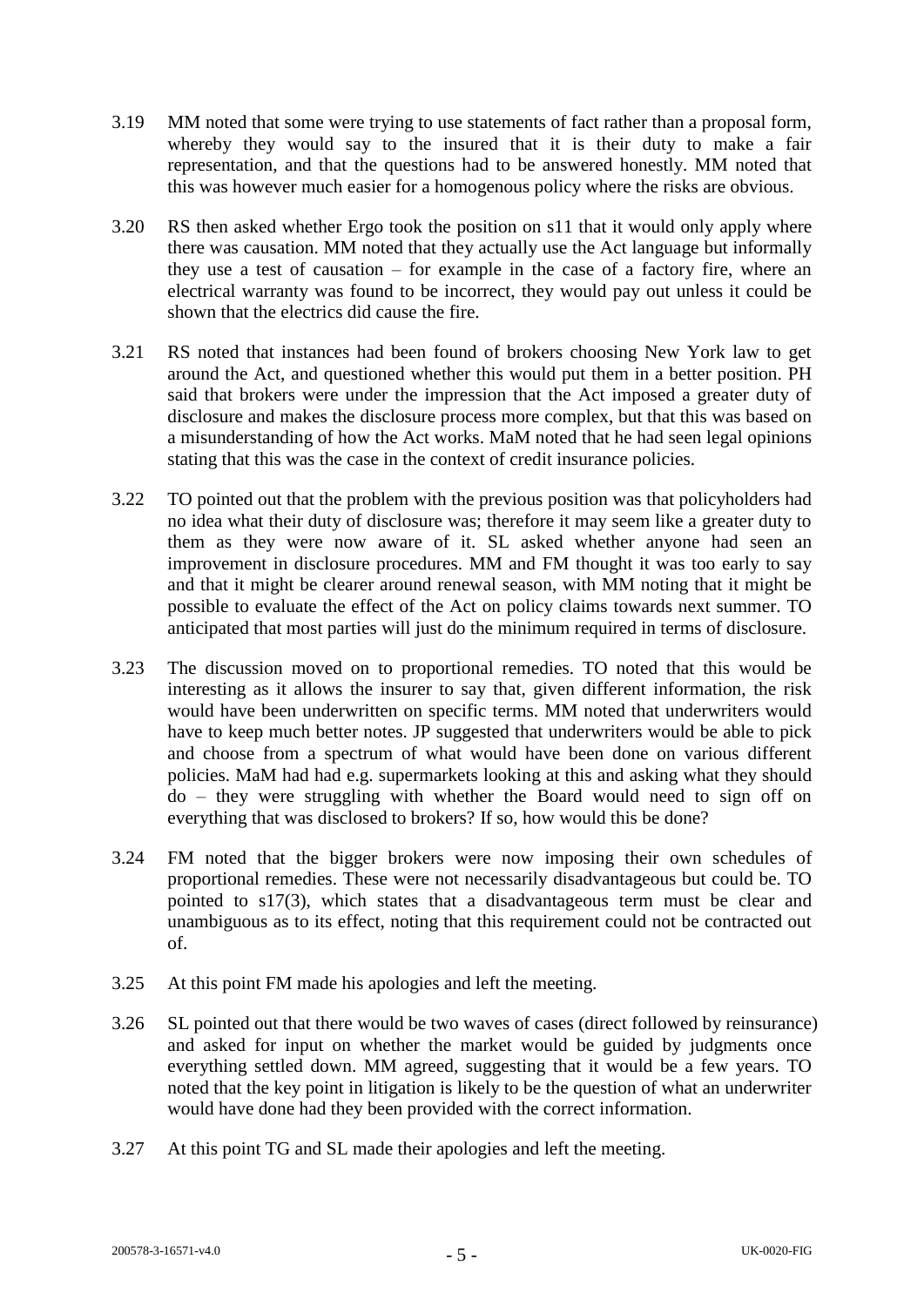3.19 MM noted that some were trying to use statements of fact rather than a proposal form, whereby they would say to the insured that it is their duty to make a fair representation, and that the questions had to be answered honestly. MM noted that this was however much easier for a homogenous policy where the risks are obvious.

3.20 RS then asked whether Ergo took the position on s11 that it would only apply where there was causation. MM noted that they actually use the Act language but informally they use a test of causation – for example in the case of a factory fire, where an electrical warranty was found to be incorrect, they would pay out unless it could be shown that the electrics did cause the fire.

3.21 RS noted that instances had been found of brokers choosing New York law to get around the Act, and questioned whether this would put them in a better position. PH said that brokers were under the impression that the Act imposed a greater duty of disclosure and makes the disclosure process more complex, but that this was based on a misunderstanding of how the Act works. MaM noted that he had seen legal opinions stating that this was the case in the context of credit insurance policies.

3.22 TO pointed out that the problem with the previous position was that policyholders had no idea what their duty of disclosure was; therefore it may seem like a greater duty to them as they were now aware of it. SL asked whether anyone had seen an improvement in disclosure procedures. MM and FM thought it was too early to say and that it might be clearer around renewal season, with MM noting that it might be possible to evaluate the effect of the Act on policy claims towards next summer. TO anticipated that most parties will just do the minimum required in terms of disclosure.

3.23 The discussion moved on to proportional remedies. TO noted that this would be interesting as it allows the insurer to say that, given different information, the risk would have been underwritten on specific terms. MM noted that underwriters would have to keep much better notes. JP suggested that underwriters would be able to pick and choose from a spectrum of what would have been done on various different policies. MaM had had e.g. supermarkets looking at this and asking what they should do – they were struggling with whether the Board would need to sign off on everything that was disclosed to brokers? If so, how would this be done?

3.24 FM noted that the bigger brokers were now imposing their own schedules of proportional remedies. These were not necessarily disadvantageous but could be. TO pointed to s17(3), which states that a disadvantageous term must be clear and unambiguous as to its effect, noting that this requirement could not be contracted out of.

3.25 At this point FM made his apologies and left the meeting.

3.26 SL pointed out that there would be two waves of cases (direct followed by reinsurance) and asked for input on whether the market would be guided by judgments once everything settled down. MM agreed, suggesting that it would be a few years. TO noted that the key point in litigation is likely to be the question of what an underwriter would have done had they been provided with the correct information.

3.27 At this point TG and SL made their apologies and left the meeting.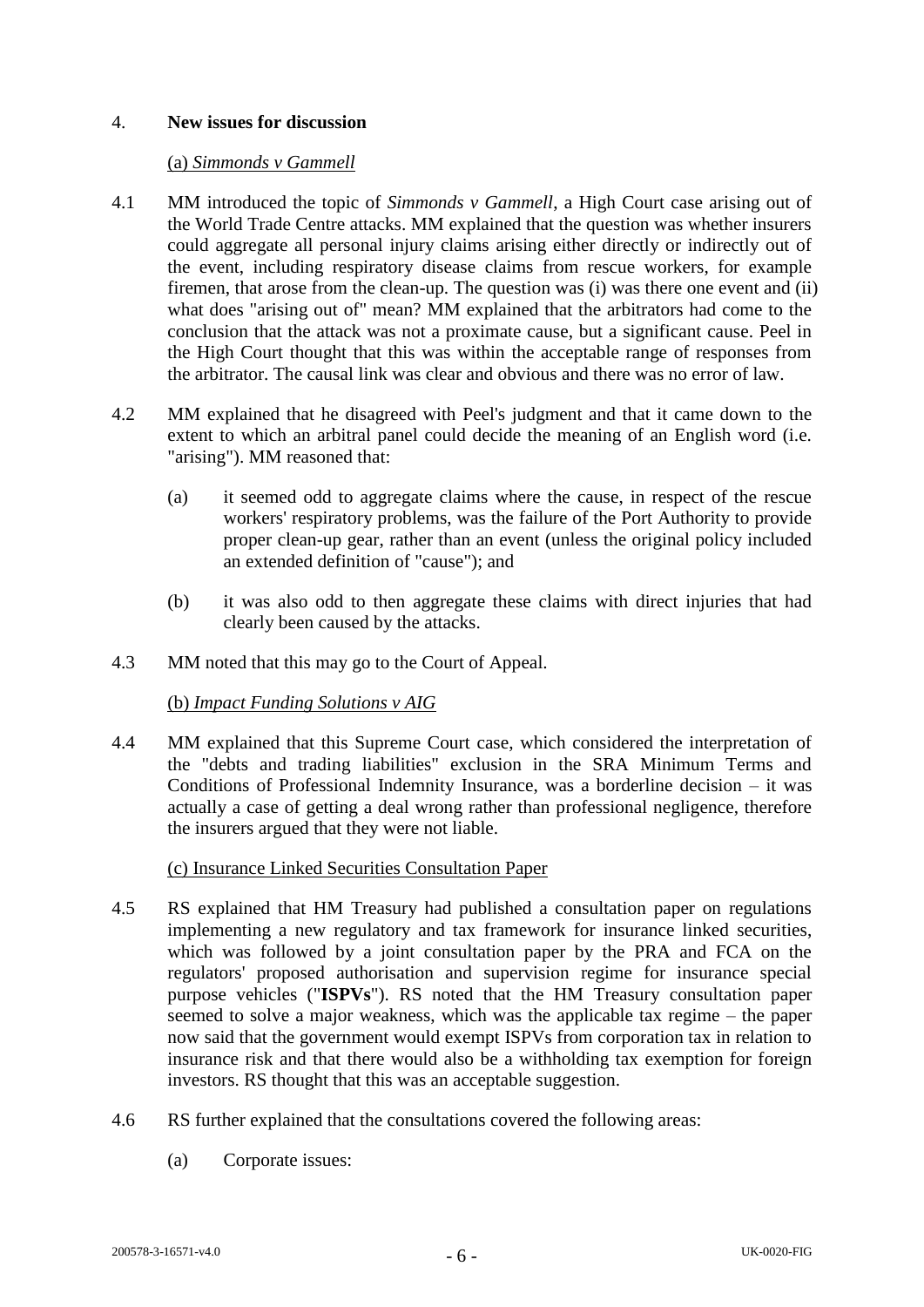## 4. **New issues for discussion**

(a) *Simmonds v Gammell*

4.1 MM introduced the topic of *Simmonds v Gammell*, a High Court case arising out of the World Trade Centre attacks. MM explained that the question was whether insurers could aggregate all personal injury claims arising either directly or indirectly out of the event, including respiratory disease claims from rescue workers, for example firemen, that arose from the clean-up. The question was (i) was there one event and (ii) what does "arising out of" mean? MM explained that the arbitrators had come to the conclusion that the attack was not a proximate cause, but a significant cause. Peel in the High Court thought that this was within the acceptable range of responses from the arbitrator. The causal link was clear and obvious and there was no error of law.

4.2 MM explained that he disagreed with Peel's judgment and that it came down to the extent to which an arbitral panel could decide the meaning of an English word (i.e. "arising"). MM reasoned that:

  (a) it seemed odd to aggregate claims where the cause, in respect of the rescue workers' respiratory problems, was the failure of the Port Authority to provide proper clean-up gear, rather than an event (unless the original policy included an extended definition of "cause"); and

  (b) it was also odd to then aggregate these claims with direct injuries that had clearly been caused by the attacks.

4.3 MM noted that this may go to the Court of Appeal.

(b) *Impact Funding Solutions v AIG*

4.4 MM explained that this Supreme Court case, which considered the interpretation of the "debts and trading liabilities" exclusion in the SRA Minimum Terms and Conditions of Professional Indemnity Insurance, was a borderline decision – it was actually a case of getting a deal wrong rather than professional negligence, therefore the insurers argued that they were not liable.

(c) Insurance Linked Securities Consultation Paper

4.5 RS explained that HM Treasury had published a consultation paper on regulations implementing a new regulatory and tax framework for insurance linked securities, which was followed by a joint consultation paper by the PRA and FCA on the regulators' proposed authorisation and supervision regime for insurance special purpose vehicles ("**ISPVs**"). RS noted that the HM Treasury consultation paper seemed to solve a major weakness, which was the applicable tax regime – the paper now said that the government would exempt ISPVs from corporation tax in relation to insurance risk and that there would also be a withholding tax exemption for foreign investors. RS thought that this was an acceptable suggestion.

4.6 RS further explained that the consultations covered the following areas:

  (a) Corporate issues: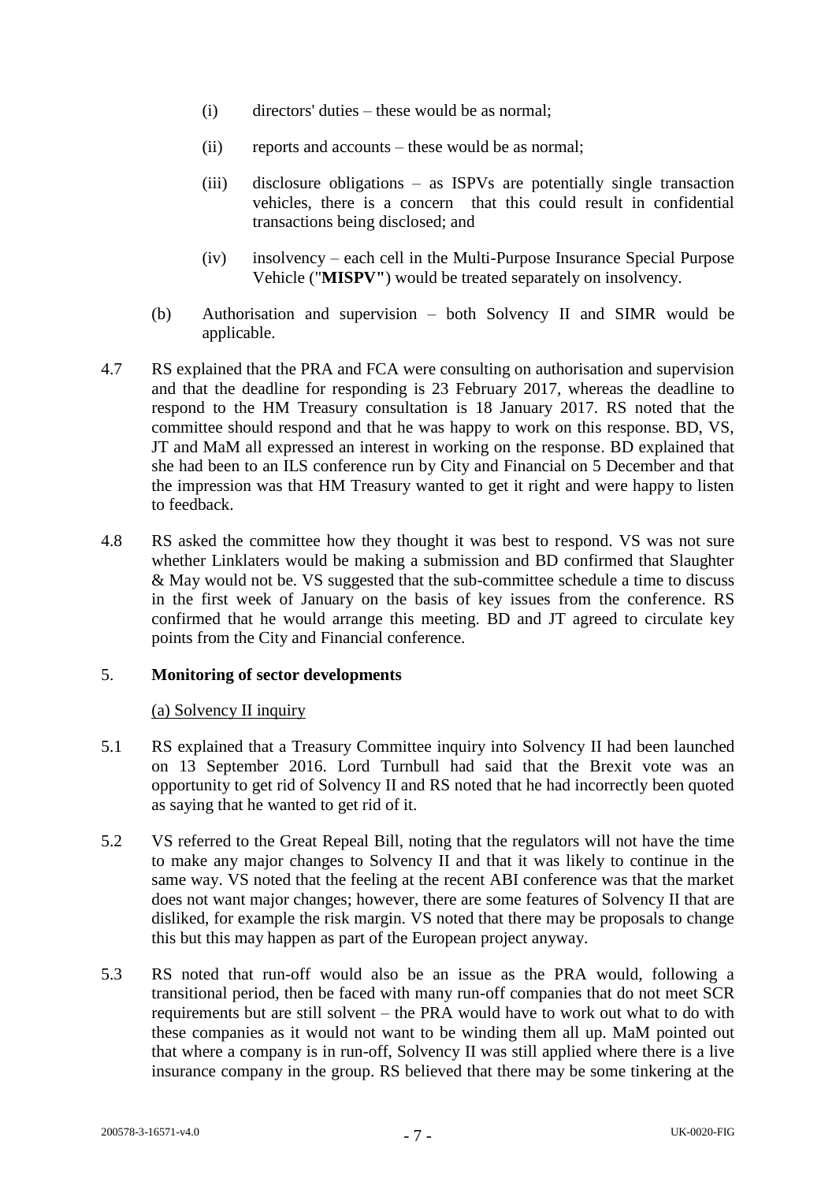(i) directors' duties – these would be as normal;

(ii) reports and accounts – these would be as normal;

(iii) disclosure obligations – as ISPVs are potentially single transaction vehicles, there is a concern that this could result in confidential transactions being disclosed; and

(iv) insolvency – each cell in the Multi-Purpose Insurance Special Purpose Vehicle ("**MISPV"**) would be treated separately on insolvency.

(b) Authorisation and supervision – both Solvency II and SIMR would be applicable.

4.7 RS explained that the PRA and FCA were consulting on authorisation and supervision and that the deadline for responding is 23 February 2017, whereas the deadline to respond to the HM Treasury consultation is 18 January 2017. RS noted that the committee should respond and that he was happy to work on this response. BD, VS, JT and MaM all expressed an interest in working on the response. BD explained that she had been to an ILS conference run by City and Financial on 5 December and that the impression was that HM Treasury wanted to get it right and were happy to listen to feedback.

4.8 RS asked the committee how they thought it was best to respond. VS was not sure whether Linklaters would be making a submission and BD confirmed that Slaughter & May would not be. VS suggested that the sub-committee schedule a time to discuss in the first week of January on the basis of key issues from the conference. RS confirmed that he would arrange this meeting. BD and JT agreed to circulate key points from the City and Financial conference.

## 5. Monitoring of sector developments

(a) Solvency II inquiry

5.1 RS explained that a Treasury Committee inquiry into Solvency II had been launched on 13 September 2016. Lord Turnbull had said that the Brexit vote was an opportunity to get rid of Solvency II and RS noted that he had incorrectly been quoted as saying that he wanted to get rid of it.

5.2 VS referred to the Great Repeal Bill, noting that the regulators will not have the time to make any major changes to Solvency II and that it was likely to continue in the same way. VS noted that the feeling at the recent ABI conference was that the market does not want major changes; however, there are some features of Solvency II that are disliked, for example the risk margin. VS noted that there may be proposals to change this but this may happen as part of the European project anyway.

5.3 RS noted that run-off would also be an issue as the PRA would, following a transitional period, then be faced with many run-off companies that do not meet SCR requirements but are still solvent – the PRA would have to work out what to do with these companies as it would not want to be winding them all up. MaM pointed out that where a company is in run-off, Solvency II was still applied where there is a live insurance company in the group. RS believed that there may be some tinkering at the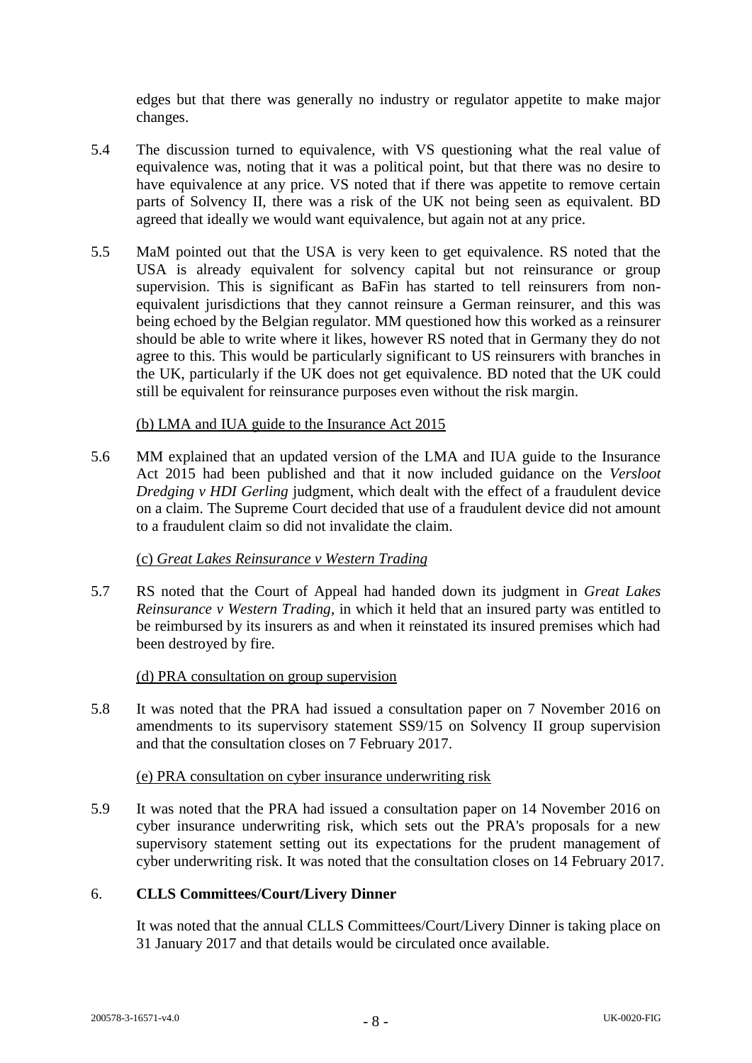edges but that there was generally no industry or regulator appetite to make major changes.

5.4 The discussion turned to equivalence, with VS questioning what the real value of equivalence was, noting that it was a political point, but that there was no desire to have equivalence at any price. VS noted that if there was appetite to remove certain parts of Solvency II, there was a risk of the UK not being seen as equivalent. BD agreed that ideally we would want equivalence, but again not at any price.

5.5 MaM pointed out that the USA is very keen to get equivalence. RS noted that the USA is already equivalent for solvency capital but not reinsurance or group supervision. This is significant as BaFin has started to tell reinsurers from non-equivalent jurisdictions that they cannot reinsure a German reinsurer, and this was being echoed by the Belgian regulator. MM questioned how this worked as a reinsurer should be able to write where it likes, however RS noted that in Germany they do not agree to this. This would be particularly significant to US reinsurers with branches in the UK, particularly if the UK does not get equivalence. BD noted that the UK could still be equivalent for reinsurance purposes even without the risk margin.

(b) LMA and IUA guide to the Insurance Act 2015

5.6 MM explained that an updated version of the LMA and IUA guide to the Insurance Act 2015 had been published and that it now included guidance on the *Versloot Dredging v HDI Gerling* judgment, which dealt with the effect of a fraudulent device on a claim. The Supreme Court decided that use of a fraudulent device did not amount to a fraudulent claim so did not invalidate the claim.

(c) *Great Lakes Reinsurance v Western Trading*

5.7 RS noted that the Court of Appeal had handed down its judgment in *Great Lakes Reinsurance v Western Trading*, in which it held that an insured party was entitled to be reimbursed by its insurers as and when it reinstated its insured premises which had been destroyed by fire.

(d) PRA consultation on group supervision

5.8 It was noted that the PRA had issued a consultation paper on 7 November 2016 on amendments to its supervisory statement SS9/15 on Solvency II group supervision and that the consultation closes on 7 February 2017.

(e) PRA consultation on cyber insurance underwriting risk

5.9 It was noted that the PRA had issued a consultation paper on 14 November 2016 on cyber insurance underwriting risk, which sets out the PRA's proposals for a new supervisory statement setting out its expectations for the prudent management of cyber underwriting risk. It was noted that the consultation closes on 14 February 2017.

## 6. CLLS Committees/Court/Livery Dinner

It was noted that the annual CLLS Committees/Court/Livery Dinner is taking place on 31 January 2017 and that details would be circulated once available.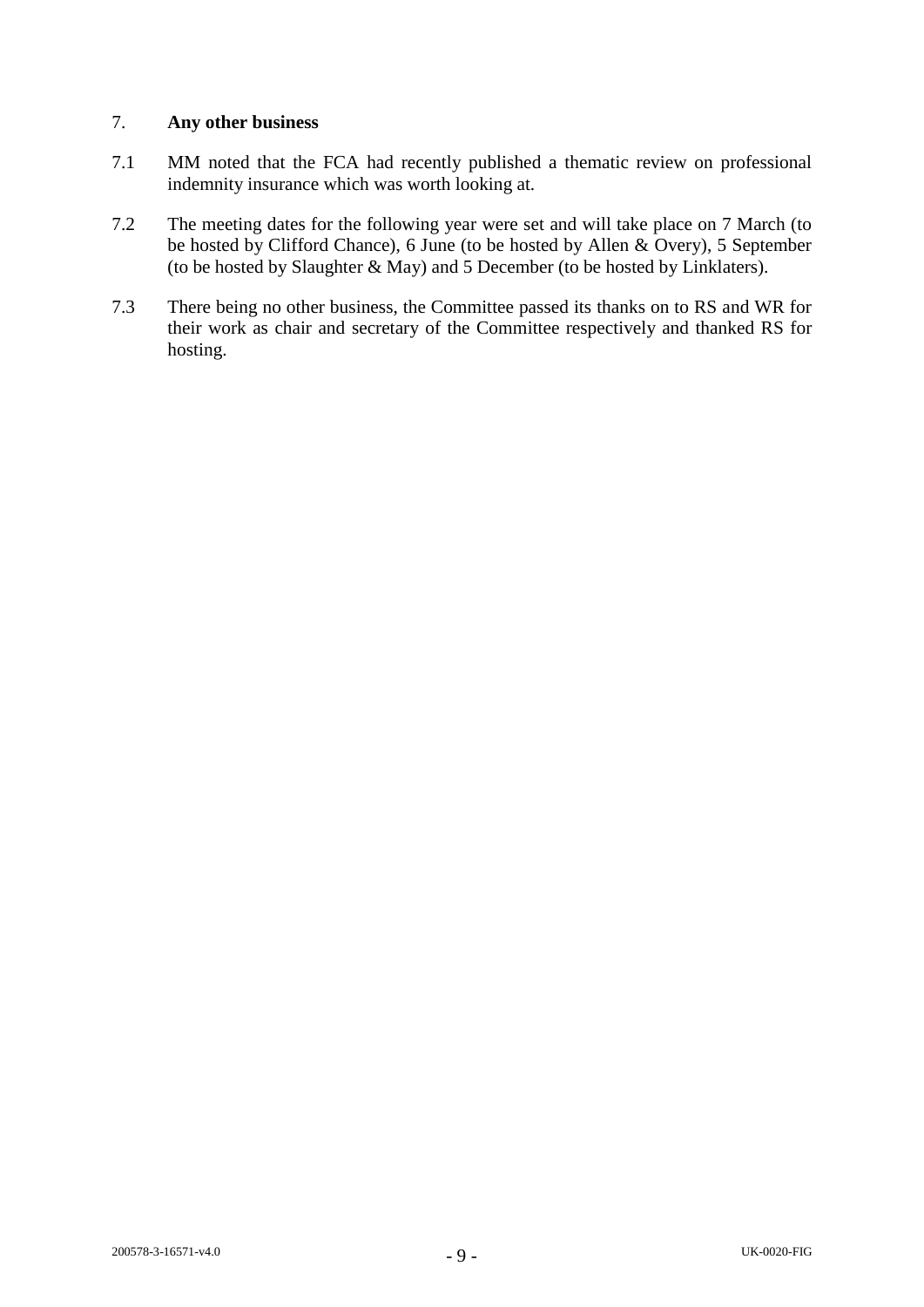## 7. **Any other business**

7.1 MM noted that the FCA had recently published a thematic review on professional indemnity insurance which was worth looking at.

7.2 The meeting dates for the following year were set and will take place on 7 March (to be hosted by Clifford Chance), 6 June (to be hosted by Allen & Overy), 5 September (to be hosted by Slaughter & May) and 5 December (to be hosted by Linklaters).

7.3 There being no other business, the Committee passed its thanks on to RS and WR for their work as chair and secretary of the Committee respectively and thanked RS for hosting.